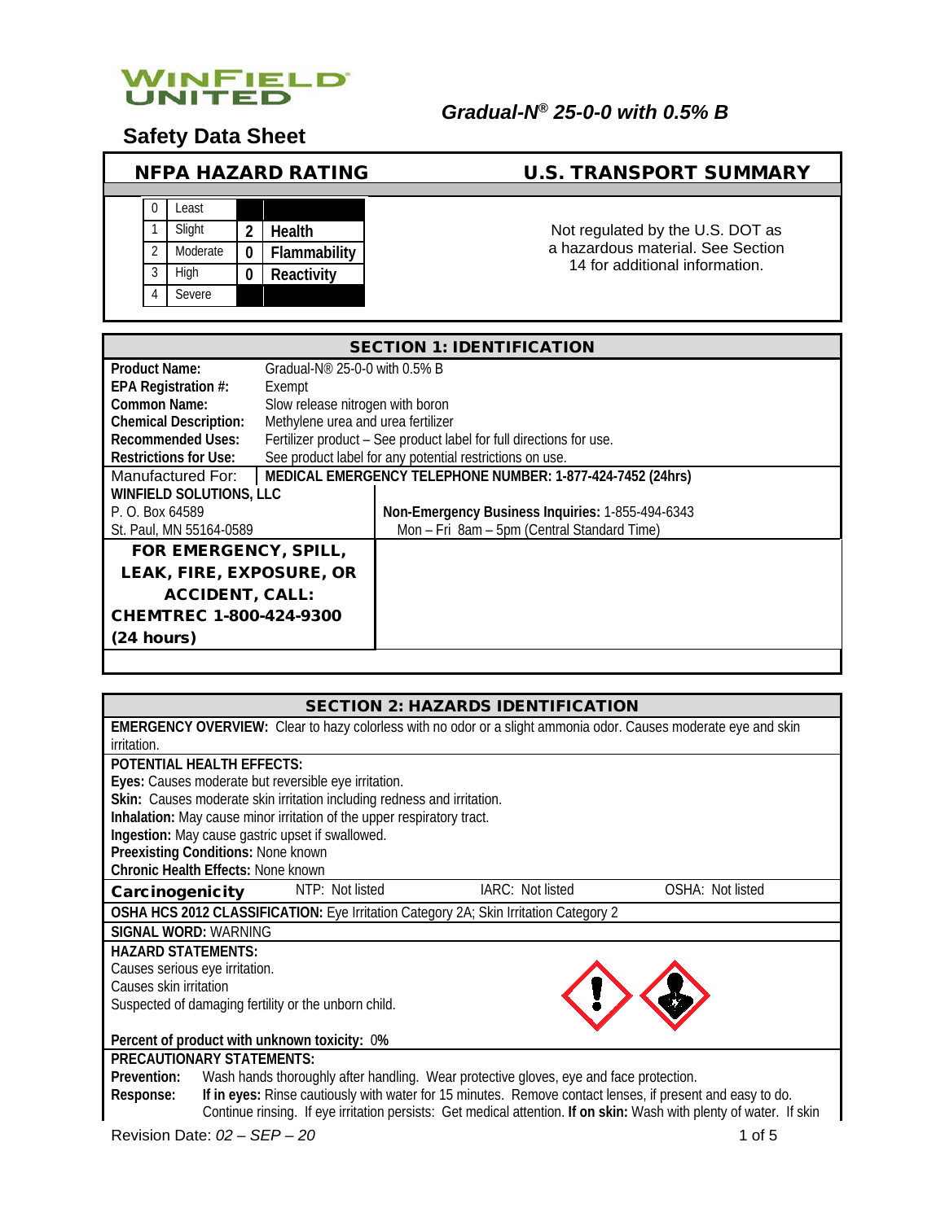WINFIELD UNITED

*Gradual-N® 25-0-0 with 0.5% B*

# Safety Data Sheet

## NFPA HAZARD RATING

| | | | |
|---|---|---|---|
| 0 | Least | | |
| 1 | Slight | 2 | Health |
| 2 | Moderate | 0 | Flammability |
| 3 | High | 0 | Reactivity |
| 4 | Severe | | |

## U.S. TRANSPORT SUMMARY

Not regulated by the U.S. DOT as a hazardous material. See Section 14 for additional information.

## SECTION 1: IDENTIFICATION

| | |
|---|---|
| **Product Name:** | Gradual-N® 25-0-0 with 0.5% B |
| **EPA Registration #:** | Exempt |
| **Common Name:** | Slow release nitrogen with boron |
| **Chemical Description:** | Methylene urea and urea fertilizer |
| **Recommended Uses:** | Fertilizer product – See product label for full directions for use. |
| **Restrictions for Use:** | See product label for any potential restrictions on use. |

Manufactured For:
**WINFIELD SOLUTIONS, LLC**
P. O. Box 64589
St. Paul, MN 55164-0589

**MEDICAL EMERGENCY TELEPHONE NUMBER: 1-877-424-7452 (24hrs)**

**Non-Emergency Business Inquiries:** 1-855-494-6343
Mon – Fri 8am – 5pm (Central Standard Time)

**FOR EMERGENCY, SPILL, LEAK, FIRE, EXPOSURE, OR ACCIDENT, CALL: CHEMTREC 1-800-424-9300 (24 hours)**

## SECTION 2: HAZARDS IDENTIFICATION

**EMERGENCY OVERVIEW:** Clear to hazy colorless with no odor or a slight ammonia odor. Causes moderate eye and skin irritation.

**POTENTIAL HEALTH EFFECTS:**
**Eyes:** Causes moderate but reversible eye irritation.
**Skin:** Causes moderate skin irritation including redness and irritation.
**Inhalation:** May cause minor irritation of the upper respiratory tract.
**Ingestion:** May cause gastric upset if swallowed.
**Preexisting Conditions:** None known
**Chronic Health Effects:** None known

| **Carcinogenicity** | NTP: Not listed | IARC: Not listed | OSHA: Not listed |
|---|---|---|---|

**OSHA HCS 2012 CLASSIFICATION:** Eye Irritation Category 2A; Skin Irritation Category 2

**SIGNAL WORD:** WARNING

**HAZARD STATEMENTS:**
Causes serious eye irritation.
Causes skin irritation
Suspected of damaging fertility or the unborn child.

**Percent of product with unknown toxicity:** 0**%**

**PRECAUTIONARY STATEMENTS:**
**Prevention:** Wash hands thoroughly after handling. Wear protective gloves, eye and face protection.
**Response:** **If in eyes:** Rinse cautiously with water for 15 minutes. Remove contact lenses, if present and easy to do. Continue rinsing. If eye irritation persists: Get medical attention. **If on skin:** Wash with plenty of water. If skin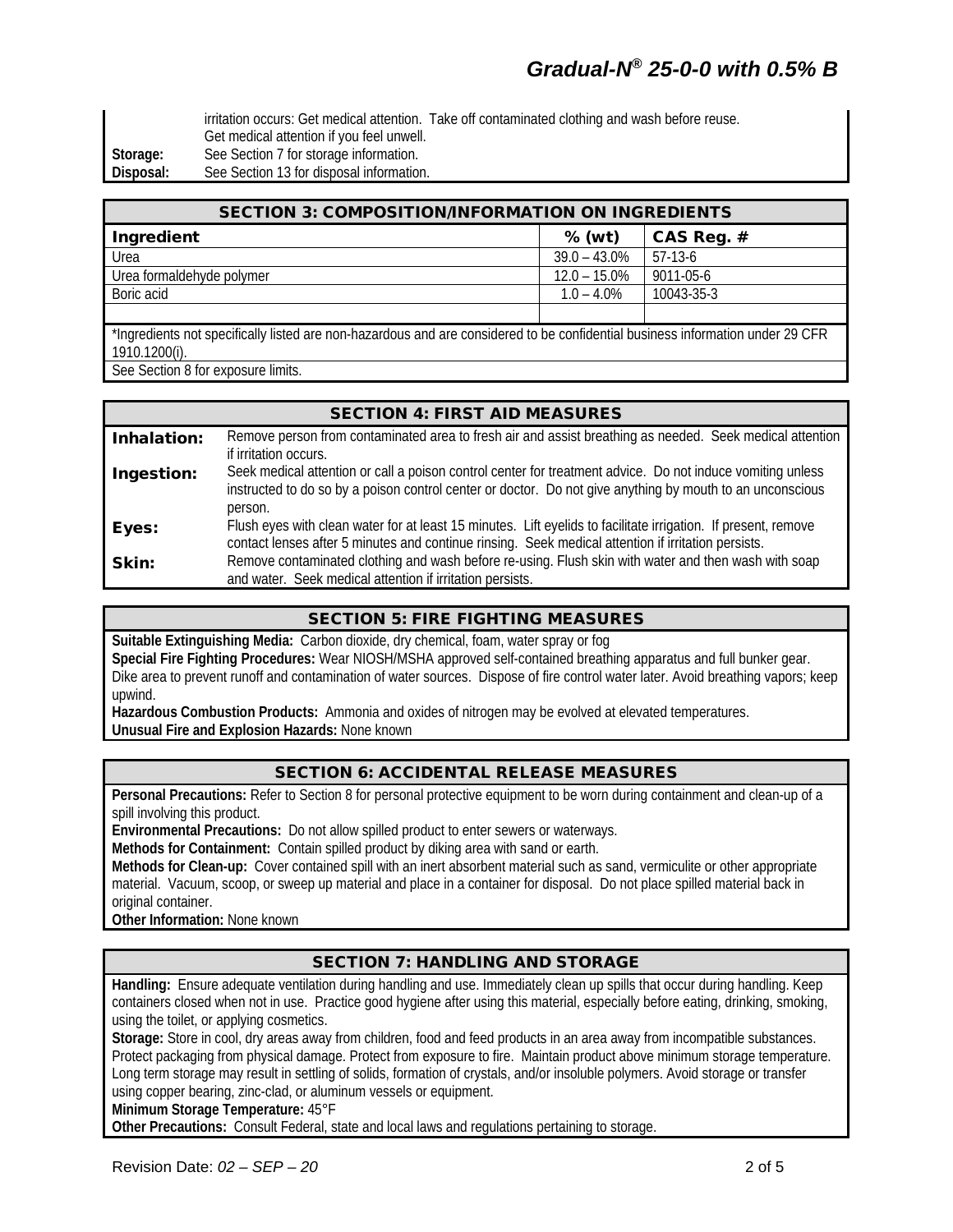| | |
|---|---|
| | irritation occurs: Get medical attention. Take off contaminated clothing and wash before reuse. Get medical attention if you feel unwell. |
| **Storage:** | See Section 7 for storage information. |
| **Disposal:** | See Section 13 for disposal information. |

## SECTION 3: COMPOSITION/INFORMATION ON INGREDIENTS

| Ingredient | % (wt) | CAS Reg. # |
|---|---|---|
| Urea | 39.0 – 43.0% | 57-13-6 |
| Urea formaldehyde polymer | 12.0 – 15.0% | 9011-05-6 |
| Boric acid | 1.0 – 4.0% | 10043-35-3 |
| | | |

*Ingredients not specifically listed are non-hazardous and are considered to be confidential business information under 29 CFR 1910.1200(i).

See Section 8 for exposure limits.

## SECTION 4: FIRST AID MEASURES

| | |
|---|---|
| **Inhalation:** | Remove person from contaminated area to fresh air and assist breathing as needed. Seek medical attention if irritation occurs. |
| **Ingestion:** | Seek medical attention or call a poison control center for treatment advice. Do not induce vomiting unless instructed to do so by a poison control center or doctor. Do not give anything by mouth to an unconscious person. |
| **Eyes:** | Flush eyes with clean water for at least 15 minutes. Lift eyelids to facilitate irrigation. If present, remove contact lenses after 5 minutes and continue rinsing. Seek medical attention if irritation persists. |
| **Skin:** | Remove contaminated clothing and wash before re-using. Flush skin with water and then wash with soap and water. Seek medical attention if irritation persists. |

## SECTION 5: FIRE FIGHTING MEASURES

**Suitable Extinguishing Media:** Carbon dioxide, dry chemical, foam, water spray or fog

**Special Fire Fighting Procedures:** Wear NIOSH/MSHA approved self-contained breathing apparatus and full bunker gear. Dike area to prevent runoff and contamination of water sources. Dispose of fire control water later. Avoid breathing vapors; keep upwind.

**Hazardous Combustion Products:** Ammonia and oxides of nitrogen may be evolved at elevated temperatures.

**Unusual Fire and Explosion Hazards:** None known

## SECTION 6: ACCIDENTAL RELEASE MEASURES

**Personal Precautions:** Refer to Section 8 for personal protective equipment to be worn during containment and clean-up of a spill involving this product.

**Environmental Precautions:** Do not allow spilled product to enter sewers or waterways.

**Methods for Containment:** Contain spilled product by diking area with sand or earth.

**Methods for Clean-up:** Cover contained spill with an inert absorbent material such as sand, vermiculite or other appropriate material. Vacuum, scoop, or sweep up material and place in a container for disposal. Do not place spilled material back in original container.

**Other Information:** None known

## SECTION 7: HANDLING AND STORAGE

**Handling:** Ensure adequate ventilation during handling and use. Immediately clean up spills that occur during handling. Keep containers closed when not in use. Practice good hygiene after using this material, especially before eating, drinking, smoking, using the toilet, or applying cosmetics.

**Storage:** Store in cool, dry areas away from children, food and feed products in an area away from incompatible substances. Protect packaging from physical damage. Protect from exposure to fire. Maintain product above minimum storage temperature. Long term storage may result in settling of solids, formation of crystals, and/or insoluble polymers. Avoid storage or transfer using copper bearing, zinc-clad, or aluminum vessels or equipment.

**Minimum Storage Temperature:** 45°F

**Other Precautions:** Consult Federal, state and local laws and regulations pertaining to storage.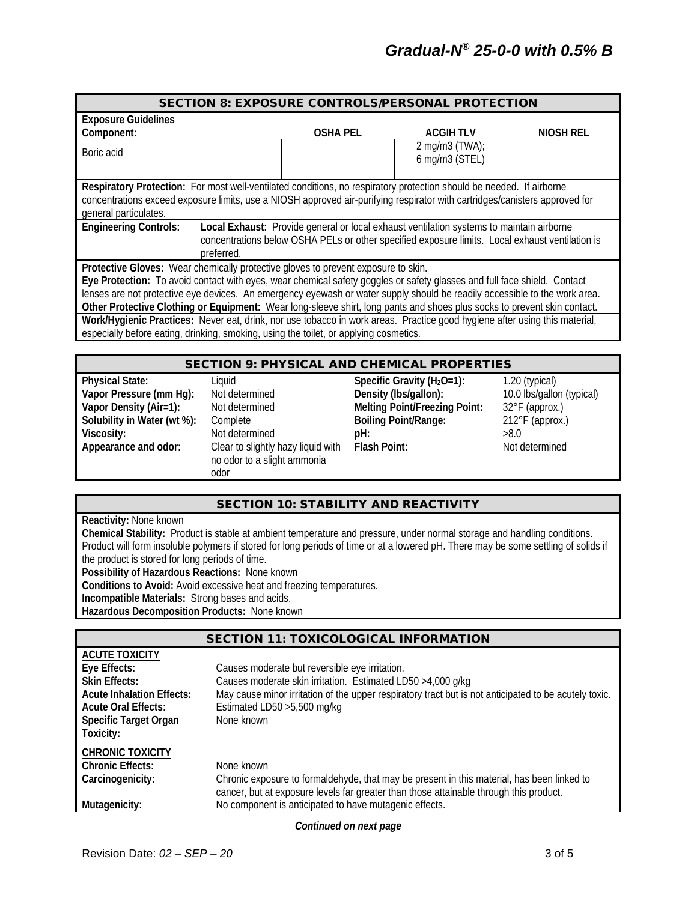## SECTION 8: EXPOSURE CONTROLS/PERSONAL PROTECTION

**Exposure Guidelines**

| Component: | OSHA PEL | ACGIH TLV | NIOSH REL |
|---|---|---|---|
| Boric acid | | 2 mg/m3 (TWA); 6 mg/m3 (STEL) | |
| | | | |

**Respiratory Protection:** For most well-ventilated conditions, no respiratory protection should be needed. If airborne concentrations exceed exposure limits, use a NIOSH approved air-purifying respirator with cartridges/canisters approved for general particulates.

**Engineering Controls:** **Local Exhaust:** Provide general or local exhaust ventilation systems to maintain airborne concentrations below OSHA PELs or other specified exposure limits. Local exhaust ventilation is preferred.

**Protective Gloves:** Wear chemically protective gloves to prevent exposure to skin.

**Eye Protection:** To avoid contact with eyes, wear chemical safety goggles or safety glasses and full face shield. Contact lenses are not protective eye devices. An emergency eyewash or water supply should be readily accessible to the work area.

**Other Protective Clothing or Equipment:** Wear long-sleeve shirt, long pants and shoes plus socks to prevent skin contact.

**Work/Hygienic Practices:** Never eat, drink, nor use tobacco in work areas. Practice good hygiene after using this material, especially before eating, drinking, smoking, using the toilet, or applying cosmetics.

## SECTION 9: PHYSICAL AND CHEMICAL PROPERTIES

| | | | |
|---|---|---|---|
| **Physical State:** | Liquid | **Specific Gravity ($H_2O$=1):** | 1.20 (typical) |
| **Vapor Pressure (mm Hg):** | Not determined | **Density (lbs/gallon):** | 10.0 lbs/gallon (typical) |
| **Vapor Density (Air=1):** | Not determined | **Melting Point/Freezing Point:** | 32°F (approx.) |
| **Solubility in Water (wt %):** | Complete | **Boiling Point/Range:** | 212°F (approx.) |
| **Viscosity:** | Not determined | **pH:** | >8.0 |
| **Appearance and odor:** | Clear to slightly hazy liquid with no odor to a slight ammonia odor | **Flash Point:** | Not determined |

## SECTION 10: STABILITY AND REACTIVITY

**Reactivity:** None known

**Chemical Stability:** Product is stable at ambient temperature and pressure, under normal storage and handling conditions. Product will form insoluble polymers if stored for long periods of time or at a lowered pH. There may be some settling of solids if the product is stored for long periods of time.

**Possibility of Hazardous Reactions:** None known

**Conditions to Avoid:** Avoid excessive heat and freezing temperatures.

**Incompatible Materials:** Strong bases and acids.

**Hazardous Decomposition Products:** None known

## SECTION 11: TOXICOLOGICAL INFORMATION

**ACUTE TOXICITY**

**Eye Effects:** Causes moderate but reversible eye irritation.

**Skin Effects:** Causes moderate skin irritation. Estimated LD50 >4,000 g/kg

**Acute Inhalation Effects:** May cause minor irritation of the upper respiratory tract but is not anticipated to be acutely toxic.

**Acute Oral Effects:** Estimated LD50 >5,500 mg/kg

**Specific Target Organ Toxicity:** None known

**CHRONIC TOXICITY**

**Chronic Effects:** None known

**Carcinogenicity:** Chronic exposure to formaldehyde, that may be present in this material, has been linked to cancer, but at exposure levels far greater than those attainable through this product.

**Mutagenicity:** No component is anticipated to have mutagenic effects.

*Continued on next page*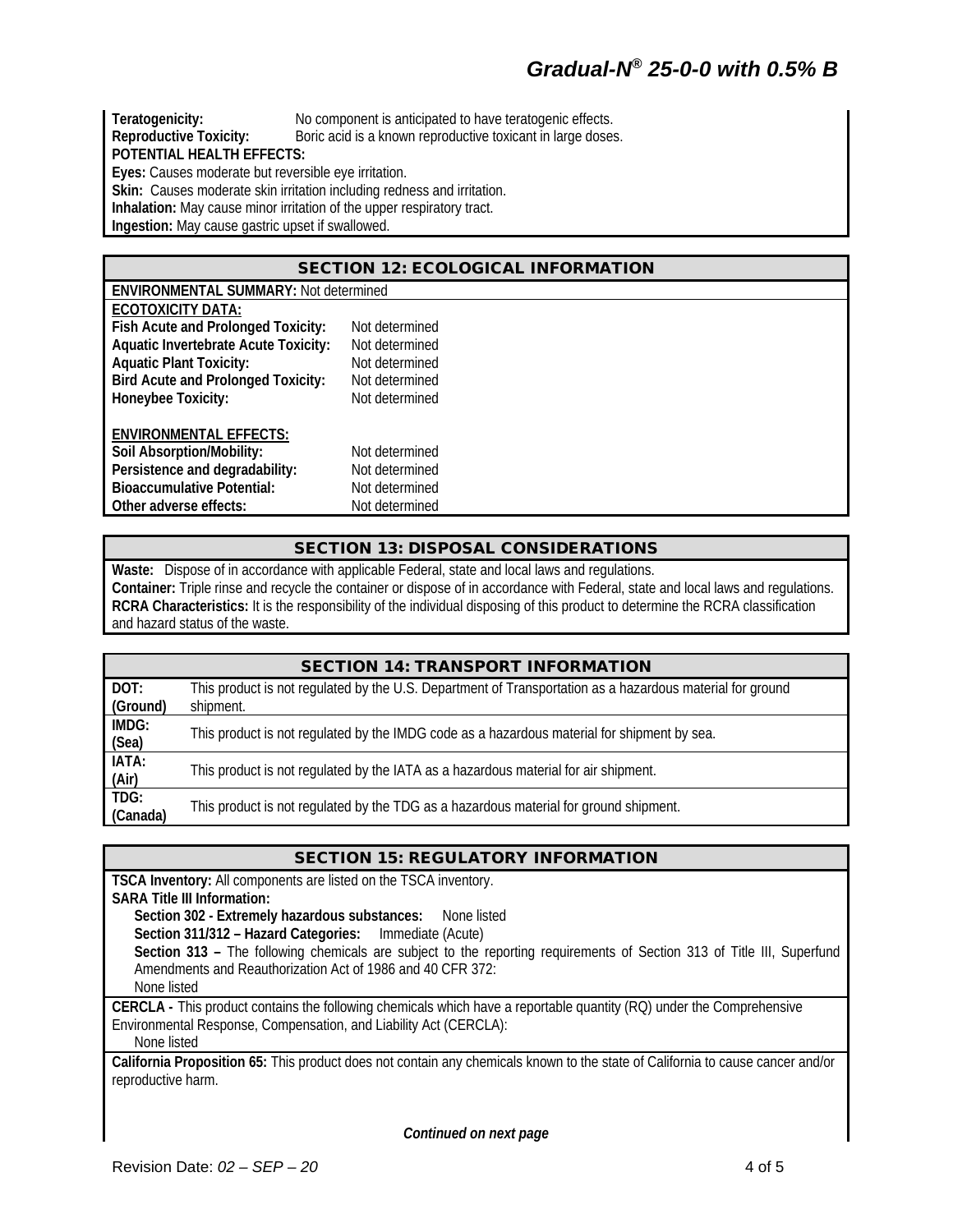**Teratogenicity:** No component is anticipated to have teratogenic effects.
**Reproductive Toxicity:** Boric acid is a known reproductive toxicant in large doses.
**POTENTIAL HEALTH EFFECTS:**
**Eyes:** Causes moderate but reversible eye irritation.
**Skin:** Causes moderate skin irritation including redness and irritation.
**Inhalation:** May cause minor irritation of the upper respiratory tract.
**Ingestion:** May cause gastric upset if swallowed.

## SECTION 12: ECOLOGICAL INFORMATION

**ENVIRONMENTAL SUMMARY:** Not determined

**ECOTOXICITY DATA:**

| | |
|---|---|
| **Fish Acute and Prolonged Toxicity:** | Not determined |
| **Aquatic Invertebrate Acute Toxicity:** | Not determined |
| **Aquatic Plant Toxicity:** | Not determined |
| **Bird Acute and Prolonged Toxicity:** | Not determined |
| **Honeybee Toxicity:** | Not determined |

**ENVIRONMENTAL EFFECTS:**

| | |
|---|---|
| **Soil Absorption/Mobility:** | Not determined |
| **Persistence and degradability:** | Not determined |
| **Bioaccumulative Potential:** | Not determined |
| **Other adverse effects:** | Not determined |

## SECTION 13: DISPOSAL CONSIDERATIONS

**Waste:** Dispose of in accordance with applicable Federal, state and local laws and regulations.
**Container:** Triple rinse and recycle the container or dispose of in accordance with Federal, state and local laws and regulations.
**RCRA Characteristics:** It is the responsibility of the individual disposing of this product to determine the RCRA classification and hazard status of the waste.

## SECTION 14: TRANSPORT INFORMATION

| | |
|---|---|
| **DOT: (Ground)** | This product is not regulated by the U.S. Department of Transportation as a hazardous material for ground shipment. |
| **IMDG: (Sea)** | This product is not regulated by the IMDG code as a hazardous material for shipment by sea. |
| **IATA: (Air)** | This product is not regulated by the IATA as a hazardous material for air shipment. |
| **TDG: (Canada)** | This product is not regulated by the TDG as a hazardous material for ground shipment. |

## SECTION 15: REGULATORY INFORMATION

**TSCA Inventory:** All components are listed on the TSCA inventory.
**SARA Title III Information:**
**Section 302 - Extremely hazardous substances:** None listed
**Section 311/312 – Hazard Categories:** Immediate (Acute)
**Section 313 –** The following chemicals are subject to the reporting requirements of Section 313 of Title III, Superfund Amendments and Reauthorization Act of 1986 and 40 CFR 372:
None listed

**CERCLA -** This product contains the following chemicals which have a reportable quantity (RQ) under the Comprehensive Environmental Response, Compensation, and Liability Act (CERCLA):
None listed

**California Proposition 65:** This product does not contain any chemicals known to the state of California to cause cancer and/or reproductive harm.

***Continued on next page***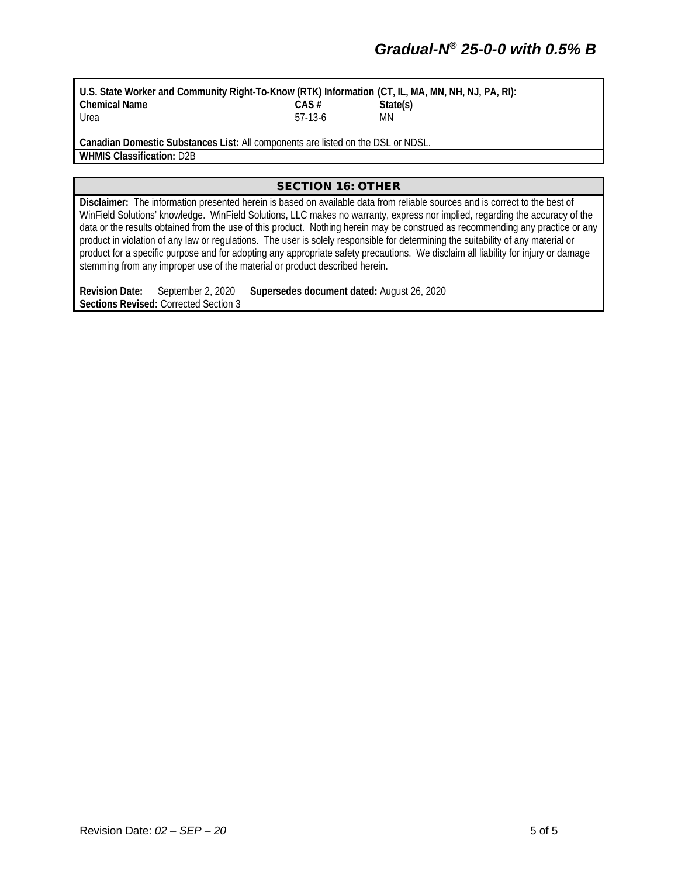**U.S. State Worker and Community Right-To-Know (RTK) Information (CT, IL, MA, MN, NH, NJ, PA, RI):**

| Chemical Name | CAS # | State(s) |
| --- | --- | --- |
| Urea | 57-13-6 | MN |

**Canadian Domestic Substances List:** All components are listed on the DSL or NDSL.

**WHMIS Classification:** D2B

## SECTION 16: OTHER

**Disclaimer:** The information presented herein is based on available data from reliable sources and is correct to the best of WinField Solutions' knowledge. WinField Solutions, LLC makes no warranty, express nor implied, regarding the accuracy of the data or the results obtained from the use of this product. Nothing herein may be construed as recommending any practice or any product in violation of any law or regulations. The user is solely responsible for determining the suitability of any material or product for a specific purpose and for adopting any appropriate safety precautions. We disclaim all liability for injury or damage stemming from any improper use of the material or product described herein.

**Revision Date:** September 2, 2020 **Supersedes document dated:** August 26, 2020

**Sections Revised:** Corrected Section 3